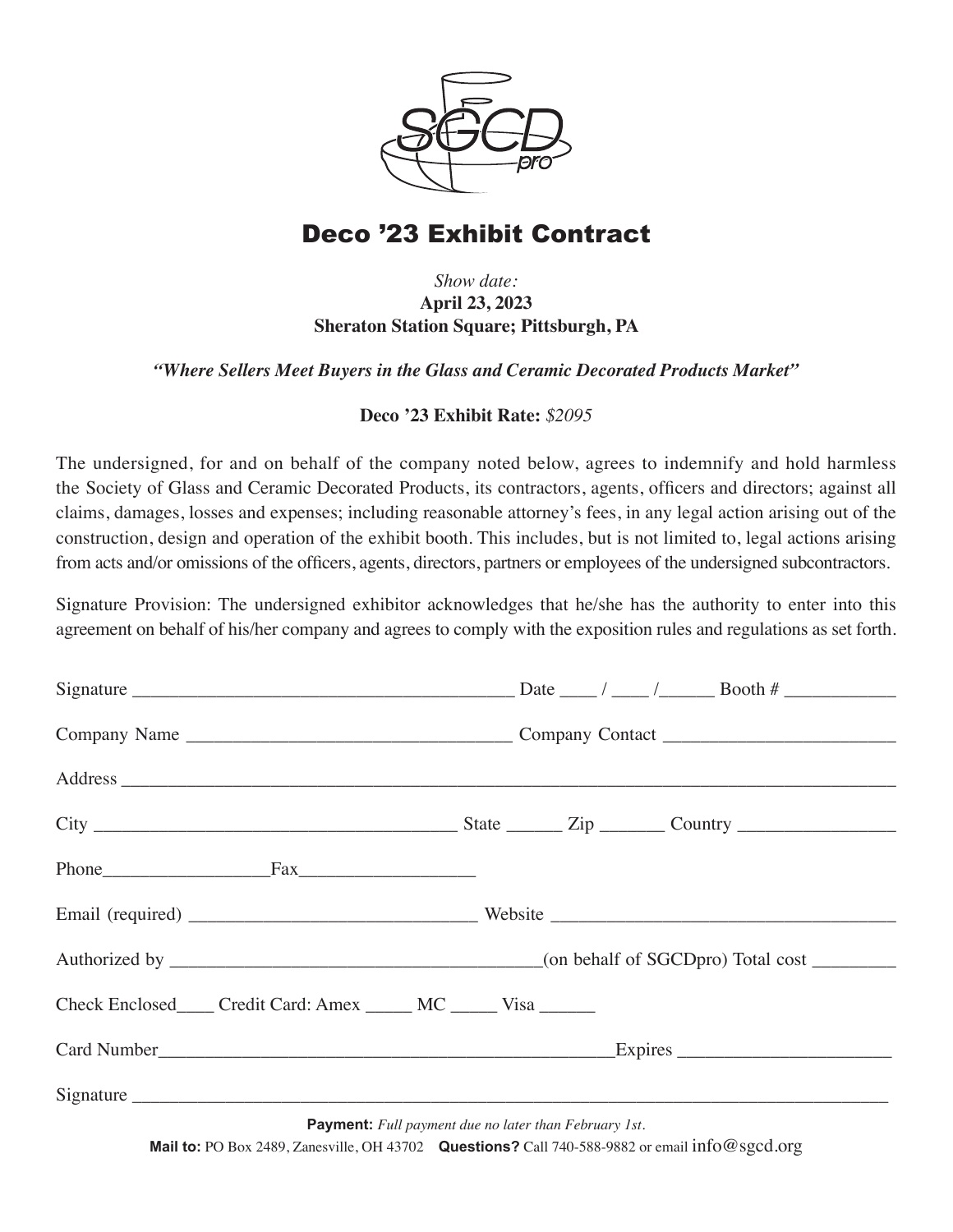# Deco ’23 Exhibit Contract

*Show date:*
**April 23, 2023**
**Sheraton Station Square; Pittsburgh, PA**

***“Where Sellers Meet Buyers in the Glass and Ceramic Decorated Products Market”***

**Deco ’23 Exhibit Rate:** *$2095*

The undersigned, for and on behalf of the company noted below, agrees to indemnify and hold harmless the Society of Glass and Ceramic Decorated Products, its contractors, agents, officers and directors; against all claims, damages, losses and expenses; including reasonable attorney’s fees, in any legal action arising out of the construction, design and operation of the exhibit booth. This includes, but is not limited to, legal actions arising from acts and/or omissions of the officers, agents, directors, partners or employees of the undersigned subcontractors.

Signature Provision: The undersigned exhibitor acknowledges that he/she has the authority to enter into this agreement on behalf of his/her company and agrees to comply with the exposition rules and regulations as set forth.

Signature ________________________________________ Date ____ / ____ /______ Booth # ____________

Company Name __________________________________ Company Contact ________________________

Address ________________________________________________________________________________

City _______________________________________ State ______ Zip _______ Country ________________

Phone_________________Fax__________________

Email (required) ______________________________ Website ____________________________________

Authorized by ________________________________________(on behalf of SGCDpro) Total cost _________

Check Enclosed____ Credit Card: Amex _____ MC _____ Visa ______

Card Number_________________________________________________Expires ______________________

Signature ______________________________________________________________________________

**Payment:** *Full payment due no later than February 1st.*

**Mail to:** PO Box 2489, Zanesville, OH 43702 **Questions?** Call 740-588-9882 or email info@sgcd.org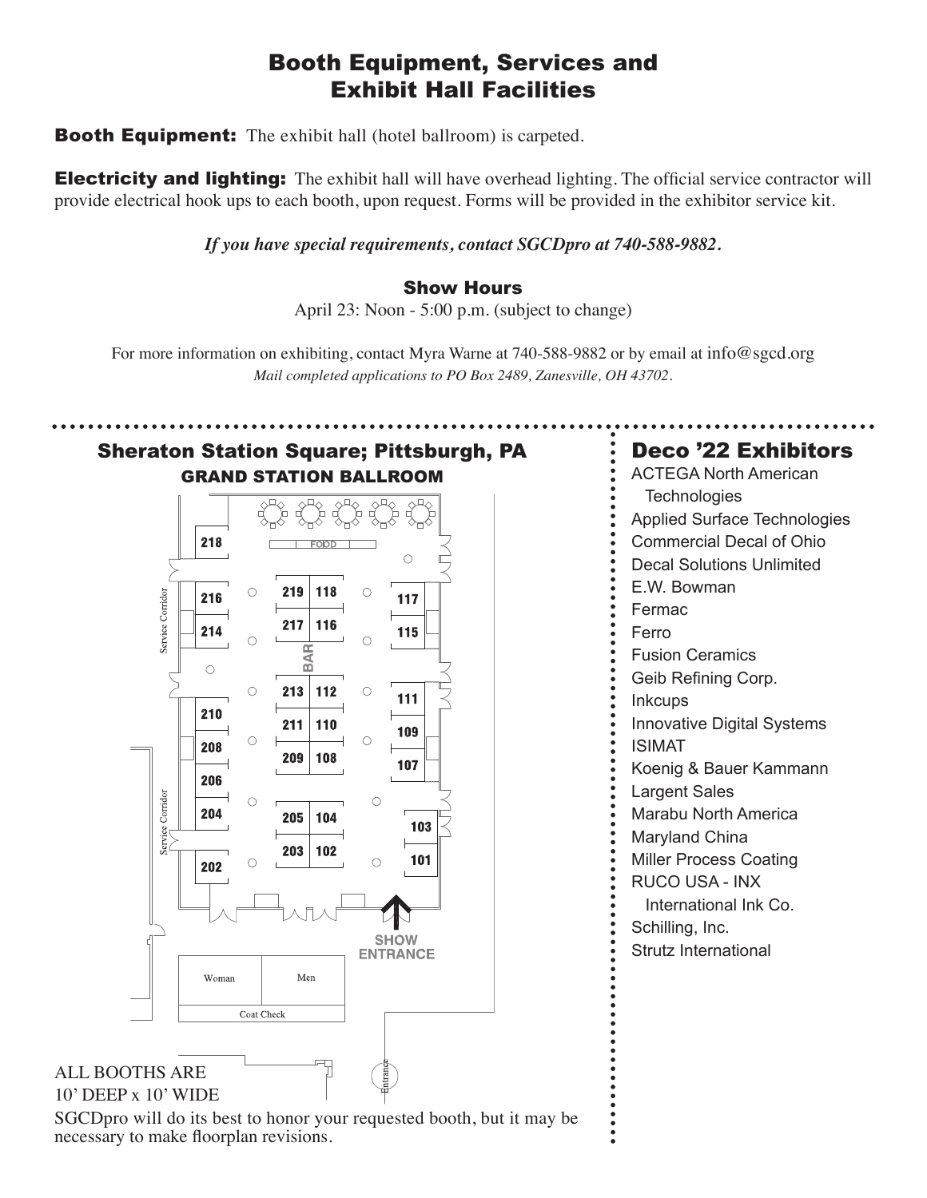# Booth Equipment, Services and Exhibit Hall Facilities

**Booth Equipment:** The exhibit hall (hotel ballroom) is carpeted.

**Electricity and lighting:** The exhibit hall will have overhead lighting. The official service contractor will provide electrical hook ups to each booth, upon request. Forms will be provided in the exhibitor service kit.

***If you have special requirements, contact SGCDpro at 740-588-9882.***

## Show Hours

April 23: Noon - 5:00 p.m. (subject to change)

For more information on exhibiting, contact Myra Warne at 740-588-9882 or by email at info@sgcd.org

*Mail completed applications to PO Box 2489, Zanesville, OH 43702.*

## Sheraton Station Square; Pittsburgh, PA

### GRAND STATION BALLROOM

FOOD

BAR

218

219 118

117

216

214

217 116

115

Service Corridor

213 112

111

210

211 110

109

208

209 108

107

206

204

Service Corridor

205 104

103

203 102

101

202

SHOW ENTRANCE

Woman

Men

Coat Check

Entrance

ALL BOOTHS ARE
10' DEEP x 10' WIDE

SGCDpro will do its best to honor your requested booth, but it may be necessary to make floorplan revisions.

## Deco '22 Exhibitors

- ACTEGA North American Technologies
- Applied Surface Technologies
- Commercial Decal of Ohio
- Decal Solutions Unlimited
- E.W. Bowman
- Fermac
- Ferro
- Fusion Ceramics
- Geib Refining Corp.
- Inkcups
- Innovative Digital Systems
- ISIMAT
- Koenig & Bauer Kammann
- Largent Sales
- Marabu North America
- Maryland China
- Miller Process Coating
- RUCO USA - INX International Ink Co.
- Schilling, Inc.
- Strutz International